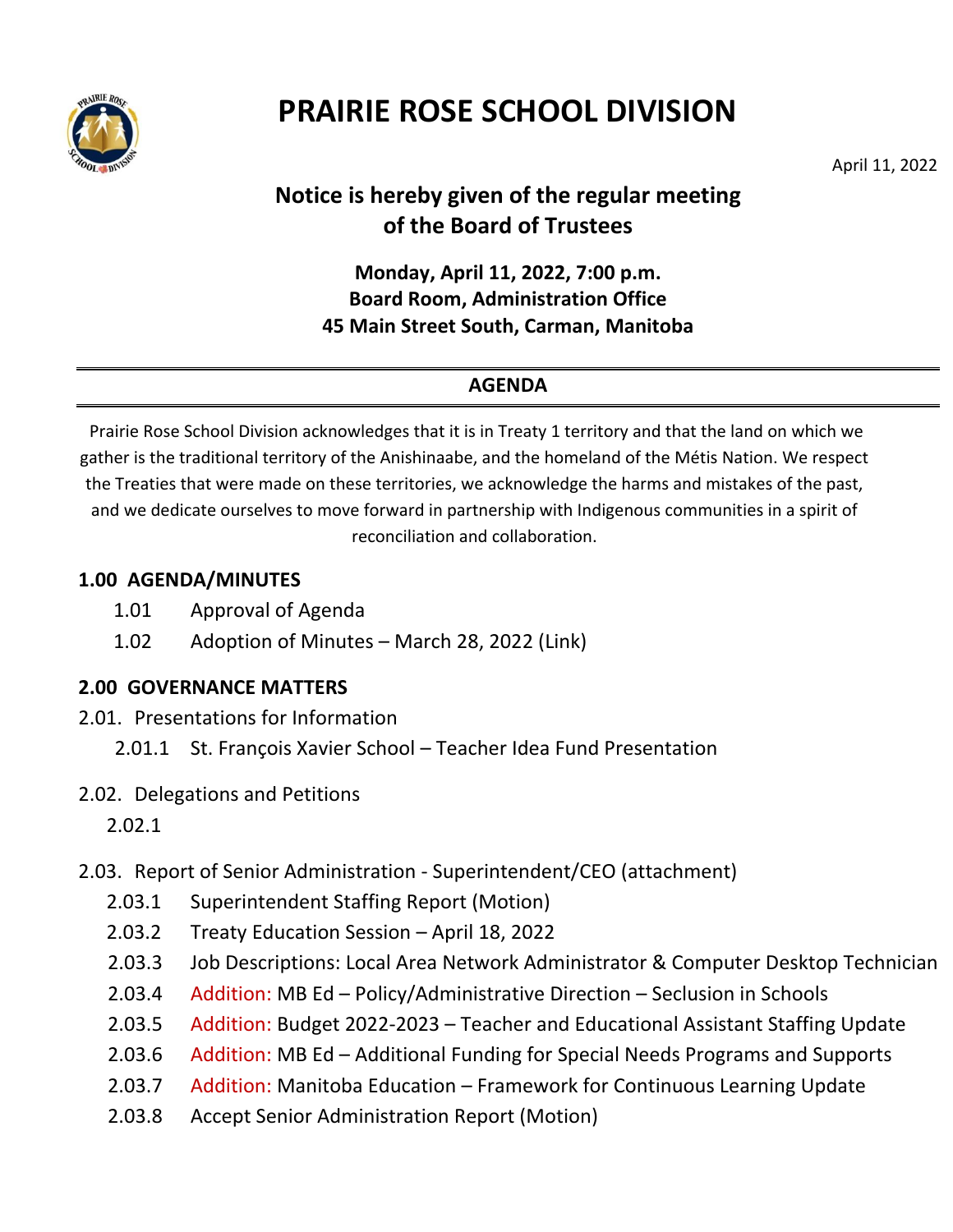# PRAIRIE ROSE SCHOOL DIVISION

April 11, 2022

## Notice is hereby given of the regular meeting of the Board of Trustees

**Monday, April 11, 2022, 7:00 p.m.**
**Board Room, Administration Office**
**45 Main Street South, Carman, Manitoba**

---

## AGENDA

---

Prairie Rose School Division acknowledges that it is in Treaty 1 territory and that the land on which we gather is the traditional territory of the Anishinaabe, and the homeland of the Métis Nation. We respect the Treaties that were made on these territories, we acknowledge the harms and mistakes of the past, and we dedicate ourselves to move forward in partnership with Indigenous communities in a spirit of reconciliation and collaboration.

### 1.00 AGENDA/MINUTES

- 1.01 Approval of Agenda
- 1.02 Adoption of Minutes – March 28, 2022 (Link)

### 2.00 GOVERNANCE MATTERS

2.01. Presentations for Information

- 2.01.1 St. François Xavier School – Teacher Idea Fund Presentation

2.02. Delegations and Petitions

- 2.02.1

2.03. Report of Senior Administration - Superintendent/CEO (attachment)

- 2.03.1 Superintendent Staffing Report (Motion)
- 2.03.2 Treaty Education Session – April 18, 2022
- 2.03.3 Job Descriptions: Local Area Network Administrator & Computer Desktop Technician
- 2.03.4 Addition: MB Ed – Policy/Administrative Direction – Seclusion in Schools
- 2.03.5 Addition: Budget 2022-2023 – Teacher and Educational Assistant Staffing Update
- 2.03.6 Addition: MB Ed – Additional Funding for Special Needs Programs and Supports
- 2.03.7 Addition: Manitoba Education – Framework for Continuous Learning Update
- 2.03.8 Accept Senior Administration Report (Motion)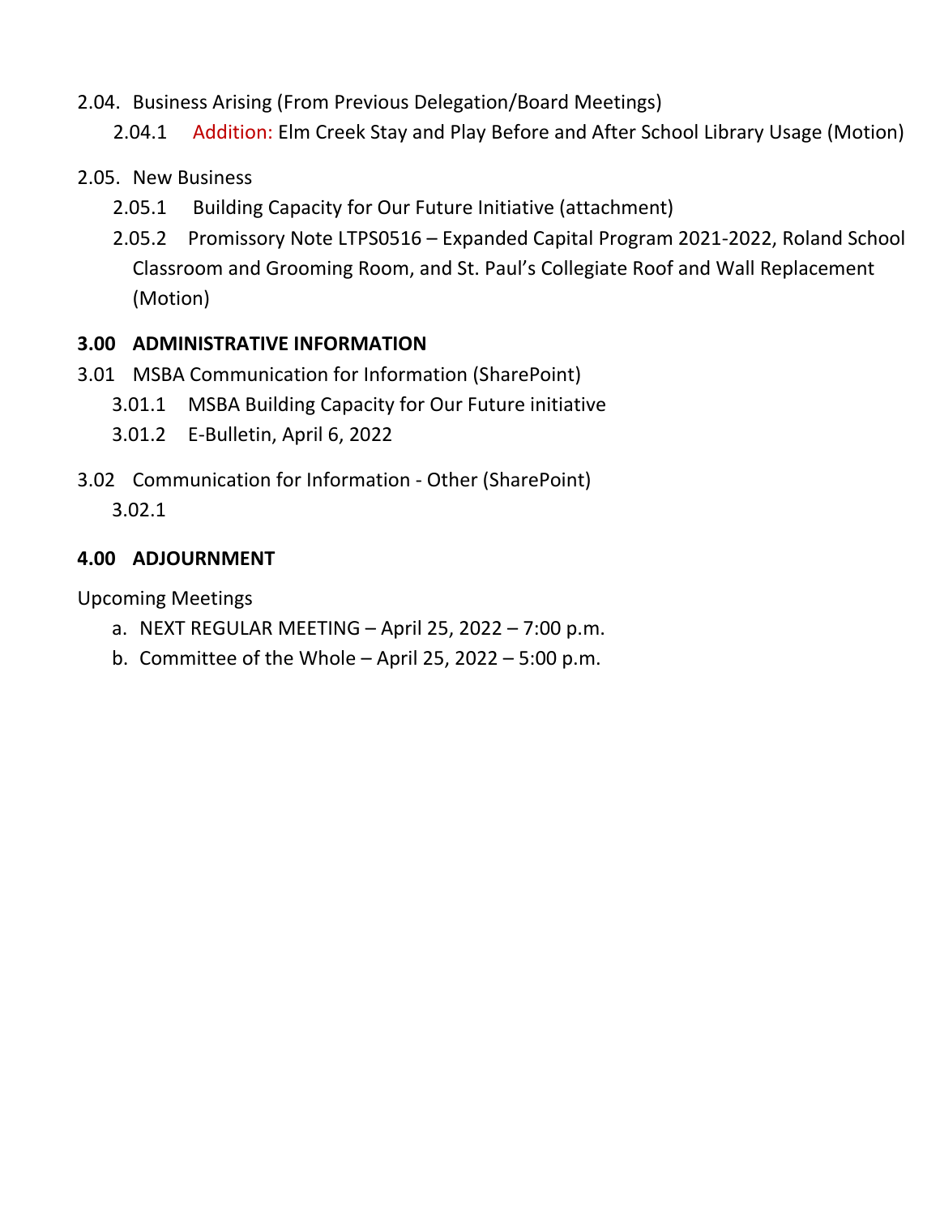2.04. Business Arising (From Previous Delegation/Board Meetings)

- 2.04.1 Addition: Elm Creek Stay and Play Before and After School Library Usage (Motion)

2.05. New Business

- 2.05.1 Building Capacity for Our Future Initiative (attachment)
- 2.05.2 Promissory Note LTPS0516 – Expanded Capital Program 2021-2022, Roland School Classroom and Grooming Room, and St. Paul's Collegiate Roof and Wall Replacement (Motion)

**3.00 ADMINISTRATIVE INFORMATION**

3.01 MSBA Communication for Information (SharePoint)

- 3.01.1 MSBA Building Capacity for Our Future initiative
- 3.01.2 E-Bulletin, April 6, 2022

3.02 Communication for Information - Other (SharePoint)

- 3.02.1

**4.00 ADJOURNMENT**

Upcoming Meetings

a. NEXT REGULAR MEETING – April 25, 2022 – 7:00 p.m.
b. Committee of the Whole – April 25, 2022 – 5:00 p.m.